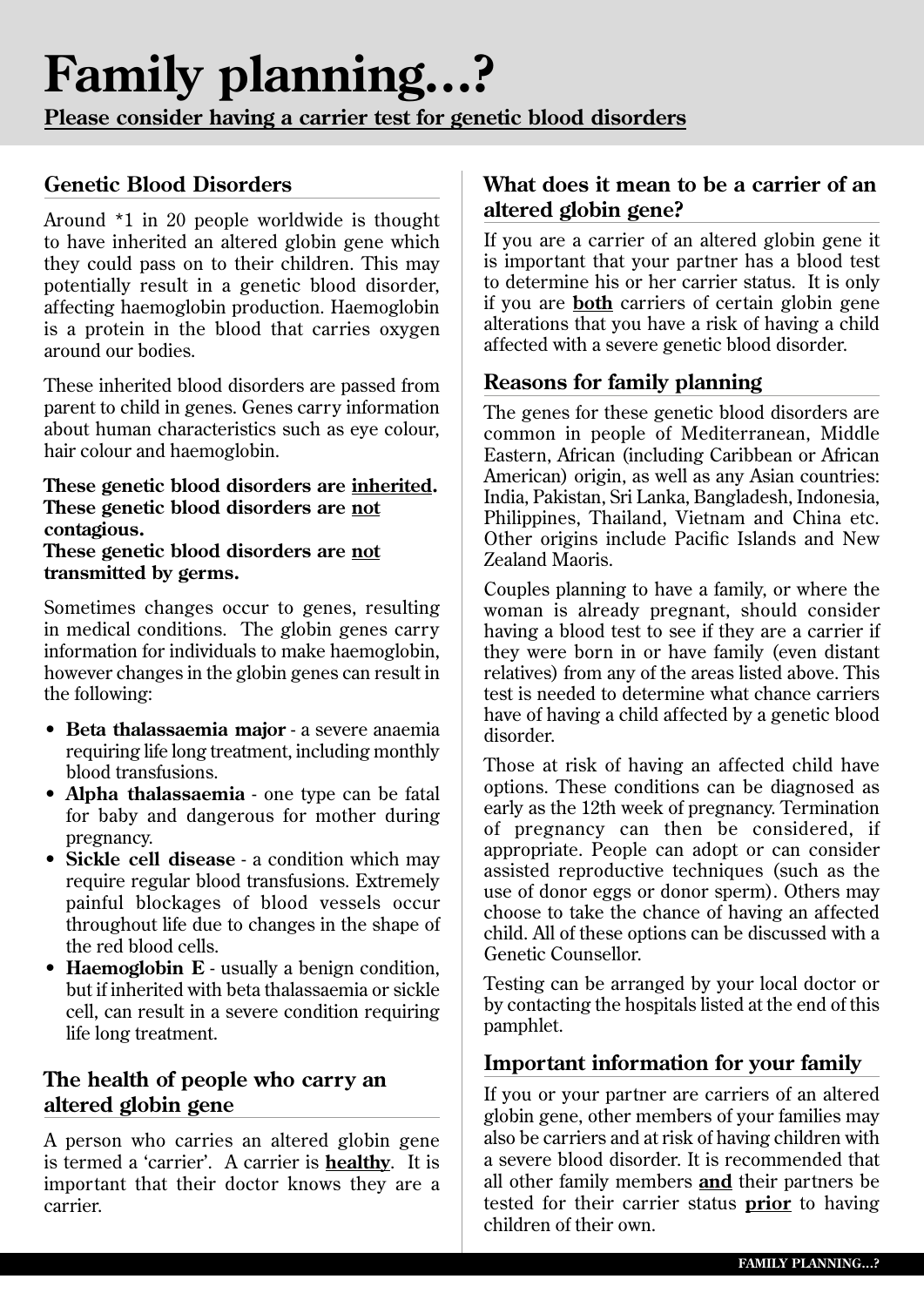# Family planning...?

**Please consider having a carrier test for genetic blood disorders**

## Genetic Blood Disorders

Around *1 in 20 people worldwide is thought to have inherited an altered globin gene which they could pass on to their children. This may potentially result in a genetic blood disorder, affecting haemoglobin production. Haemoglobin is a protein in the blood that carries oxygen around our bodies.

These inherited blood disorders are passed from parent to child in genes. Genes carry information about human characteristics such as eye colour, hair colour and haemoglobin.

**These genetic blood disorders are inherited.**
**These genetic blood disorders are not contagious.**
**These genetic blood disorders are not transmitted by germs.**

Sometimes changes occur to genes, resulting in medical conditions. The globin genes carry information for individuals to make haemoglobin, however changes in the globin genes can result in the following:

- **Beta thalassaemia major** - a severe anaemia requiring life long treatment, including monthly blood transfusions.
- **Alpha thalassaemia** - one type can be fatal for baby and dangerous for mother during pregnancy.
- **Sickle cell disease** - a condition which may require regular blood transfusions. Extremely painful blockages of blood vessels occur throughout life due to changes in the shape of the red blood cells.
- **Haemoglobin E** - usually a benign condition, but if inherited with beta thalassaemia or sickle cell, can result in a severe condition requiring life long treatment.

## The health of people who carry an altered globin gene

A person who carries an altered globin gene is termed a 'carrier'. A carrier is **healthy**. It is important that their doctor knows they are a carrier.

## What does it mean to be a carrier of an altered globin gene?

If you are a carrier of an altered globin gene it is important that your partner has a blood test to determine his or her carrier status. It is only if you are **both** carriers of certain globin gene alterations that you have a risk of having a child affected with a severe genetic blood disorder.

## Reasons for family planning

The genes for these genetic blood disorders are common in people of Mediterranean, Middle Eastern, African (including Caribbean or African American) origin, as well as any Asian countries: India, Pakistan, Sri Lanka, Bangladesh, Indonesia, Philippines, Thailand, Vietnam and China etc. Other origins include Pacific Islands and New Zealand Maoris.

Couples planning to have a family, or where the woman is already pregnant, should consider having a blood test to see if they are a carrier if they were born in or have family (even distant relatives) from any of the areas listed above. This test is needed to determine what chance carriers have of having a child affected by a genetic blood disorder.

Those at risk of having an affected child have options. These conditions can be diagnosed as early as the 12th week of pregnancy. Termination of pregnancy can then be considered, if appropriate. People can adopt or can consider assisted reproductive techniques (such as the use of donor eggs or donor sperm). Others may choose to take the chance of having an affected child. All of these options can be discussed with a Genetic Counsellor.

Testing can be arranged by your local doctor or by contacting the hospitals listed at the end of this pamphlet.

## Important information for your family

If you or your partner are carriers of an altered globin gene, other members of your families may also be carriers and at risk of having children with a severe blood disorder. It is recommended that all other family members **and** their partners be tested for their carrier status **prior** to having children of their own.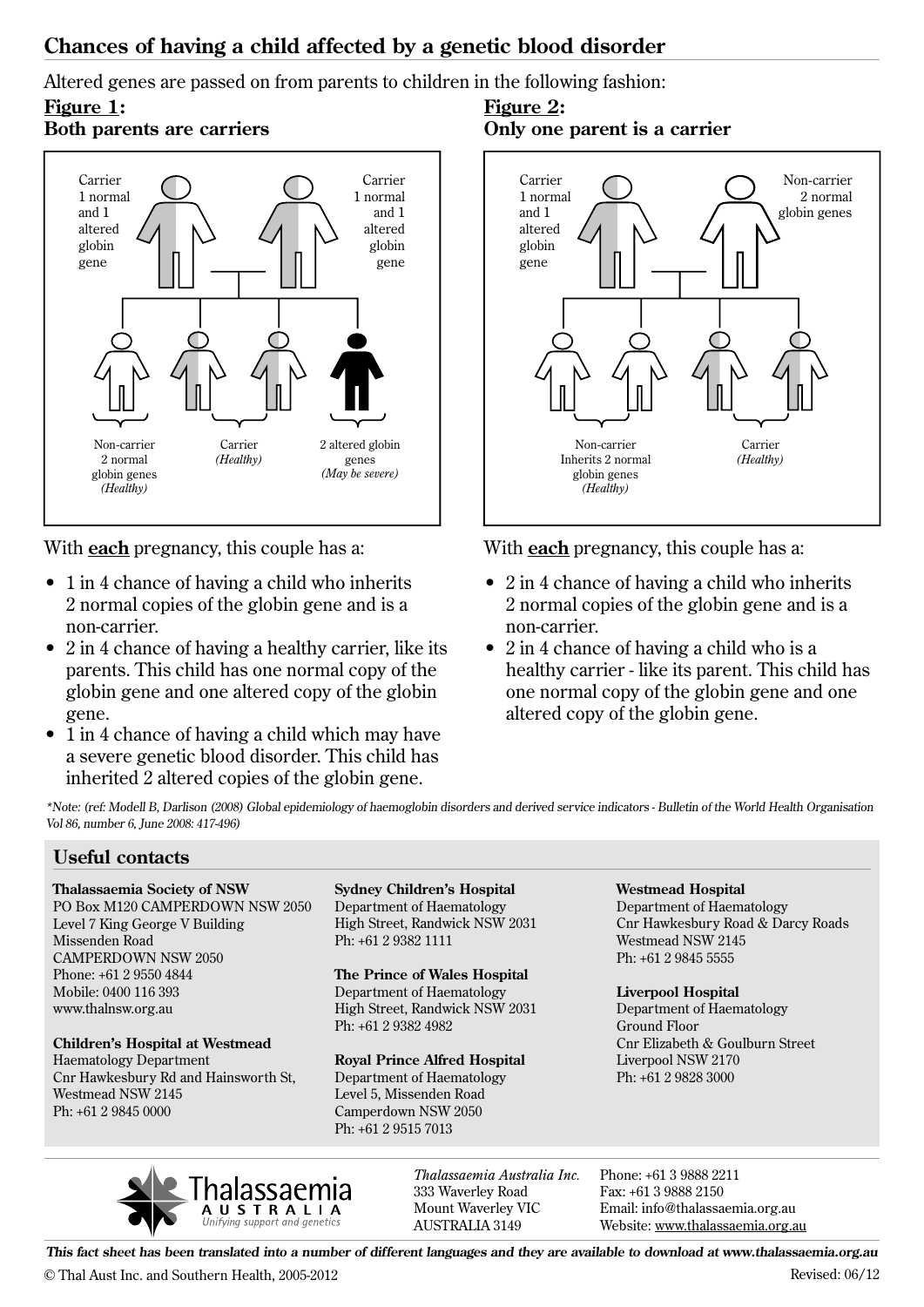## Chances of having a child affected by a genetic blood disorder

Altered genes are passed on from parents to children in the following fashion:

**Figure 1:**
**Both parents are carriers**

Carrier
1 normal and 1 altered globin gene

Carrier
1 normal and 1 altered globin gene

Non-carrier
2 normal globin genes
*(Healthy)*

Carrier
*(Healthy)*

2 altered globin genes
*(May be severe)*

With **each** pregnancy, this couple has a:

- 1 in 4 chance of having a child who inherits 2 normal copies of the globin gene and is a non-carrier.
- 2 in 4 chance of having a healthy carrier, like its parents. This child has one normal copy of the globin gene and one altered copy of the globin gene.
- 1 in 4 chance of having a child which may have a severe genetic blood disorder. This child has inherited 2 altered copies of the globin gene.

**Figure 2:**
**Only one parent is a carrier**

Carrier
1 normal and 1 altered globin gene

Non-carrier
2 normal globin genes

Non-carrier
Inherits 2 normal globin genes
*(Healthy)*

Carrier
*(Healthy)*

With **each** pregnancy, this couple has a:

- 2 in 4 chance of having a child who inherits 2 normal copies of the globin gene and is a non-carrier.
- 2 in 4 chance of having a child who is a healthy carrier - like its parent. This child has one normal copy of the globin gene and one altered copy of the globin gene.

*\*Note: (ref: Modell B, Darlison (2008) Global epidemiology of haemoglobin disorders and derived service indicators - Bulletin of the World Health Organisation Vol 86, number 6, June 2008: 417-496)*

## Useful contacts

**Thalassaemia Society of NSW**
PO Box M120 CAMPERDOWN NSW 2050
Level 7 King George V Building
Missenden Road
CAMPERDOWN NSW 2050
Phone: +61 2 9550 4844
Mobile: 0400 116 393
www.thalnsw.org.au

**Children's Hospital at Westmead**
Haematology Department
Cnr Hawkesbury Rd and Hainsworth St,
Westmead NSW 2145
Ph: +61 2 9845 0000

**Sydney Children's Hospital**
Department of Haematology
High Street, Randwick NSW 2031
Ph: +61 2 9382 1111

**The Prince of Wales Hospital**
Department of Haematology
High Street, Randwick NSW 2031
Ph: +61 2 9382 4982

**Royal Prince Alfred Hospital**
Department of Haematology
Level 5, Missenden Road
Camperdown NSW 2050
Ph: +61 2 9515 7013

**Westmead Hospital**
Department of Haematology
Cnr Hawkesbury Road & Darcy Roads
Westmead NSW 2145
Ph: +61 2 9845 5555

**Liverpool Hospital**
Department of Haematology
Ground Floor
Cnr Elizabeth & Goulburn Street
Liverpool NSW 2170
Ph: +61 2 9828 3000

Thalassaemia AUSTRALIA
Unifying support and genetics

*Thalassaemia Australia Inc.*
333 Waverley Road
Mount Waverley VIC
AUSTRALIA 3149

Phone: +61 3 9888 2211
Fax: +61 3 9888 2150
Email: info@thalassaemia.org.au
Website: www.thalassaemia.org.au

***This fact sheet has been translated into a number of different languages and they are available to download at www.thalassaemia.org.au***

© Thal Aust Inc. and Southern Health, 2005-2012

Revised: 06/12